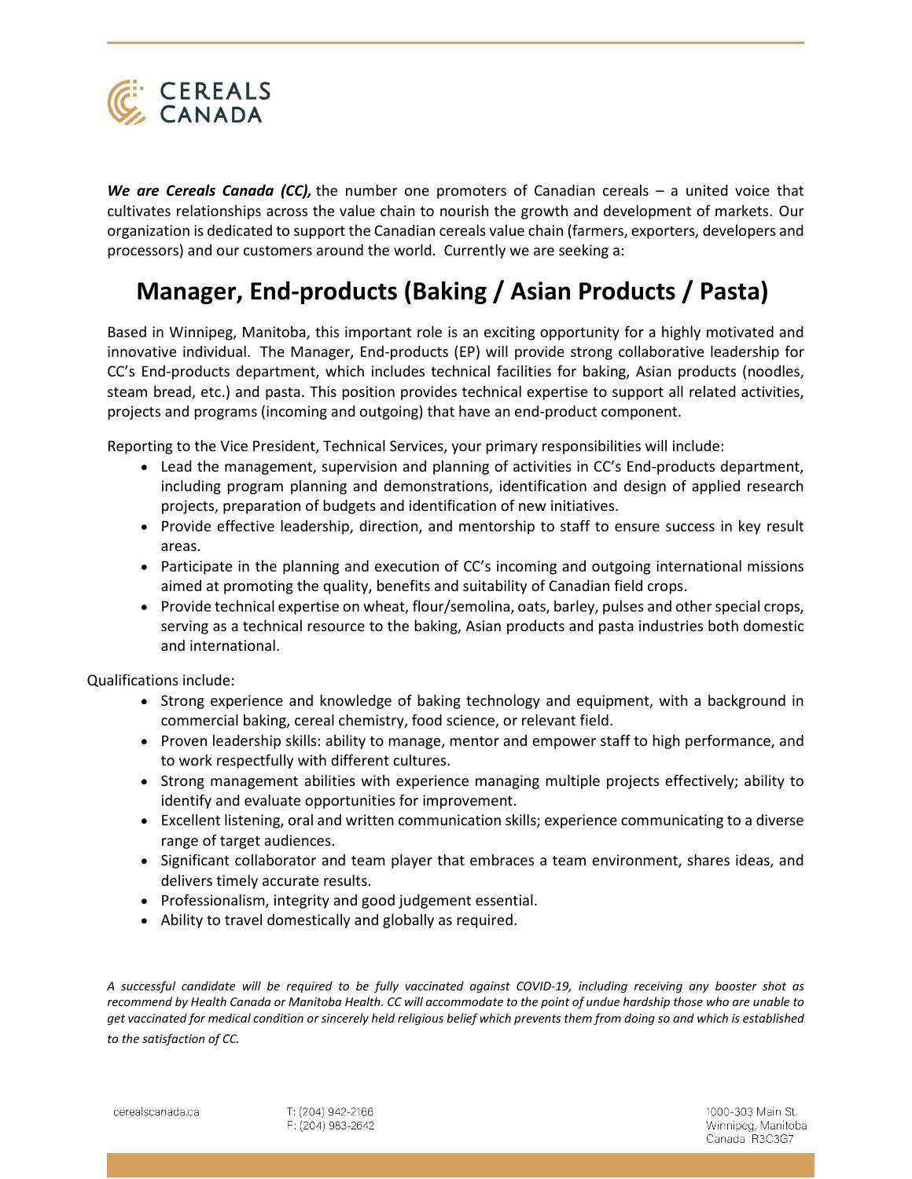CEREALS CANADA

***We are Cereals Canada (CC),*** the number one promoters of Canadian cereals – a united voice that cultivates relationships across the value chain to nourish the growth and development of markets. Our organization is dedicated to support the Canadian cereals value chain (farmers, exporters, developers and processors) and our customers around the world. Currently we are seeking a:

# Manager, End-products (Baking / Asian Products / Pasta)

Based in Winnipeg, Manitoba, this important role is an exciting opportunity for a highly motivated and innovative individual. The Manager, End-products (EP) will provide strong collaborative leadership for CC's End-products department, which includes technical facilities for baking, Asian products (noodles, steam bread, etc.) and pasta. This position provides technical expertise to support all related activities, projects and programs (incoming and outgoing) that have an end-product component.

Reporting to the Vice President, Technical Services, your primary responsibilities will include:

- Lead the management, supervision and planning of activities in CC's End-products department, including program planning and demonstrations, identification and design of applied research projects, preparation of budgets and identification of new initiatives.
- Provide effective leadership, direction, and mentorship to staff to ensure success in key result areas.
- Participate in the planning and execution of CC's incoming and outgoing international missions aimed at promoting the quality, benefits and suitability of Canadian field crops.
- Provide technical expertise on wheat, flour/semolina, oats, barley, pulses and other special crops, serving as a technical resource to the baking, Asian products and pasta industries both domestic and international.

Qualifications include:

- Strong experience and knowledge of baking technology and equipment, with a background in commercial baking, cereal chemistry, food science, or relevant field.
- Proven leadership skills: ability to manage, mentor and empower staff to high performance, and to work respectfully with different cultures.
- Strong management abilities with experience managing multiple projects effectively; ability to identify and evaluate opportunities for improvement.
- Excellent listening, oral and written communication skills; experience communicating to a diverse range of target audiences.
- Significant collaborator and team player that embraces a team environment, shares ideas, and delivers timely accurate results.
- Professionalism, integrity and good judgement essential.
- Ability to travel domestically and globally as required.

*A successful candidate will be required to be fully vaccinated against COVID-19, including receiving any booster shot as recommend by Health Canada or Manitoba Health. CC will accommodate to the point of undue hardship those who are unable to get vaccinated for medical condition or sincerely held religious belief which prevents them from doing so and which is established to the satisfaction of CC.*

cerealscanada.ca

T: (204) 942-2166
F: (204) 983-2642

1000-303 Main St.
Winnipeg, Manitoba
Canada R3C3G7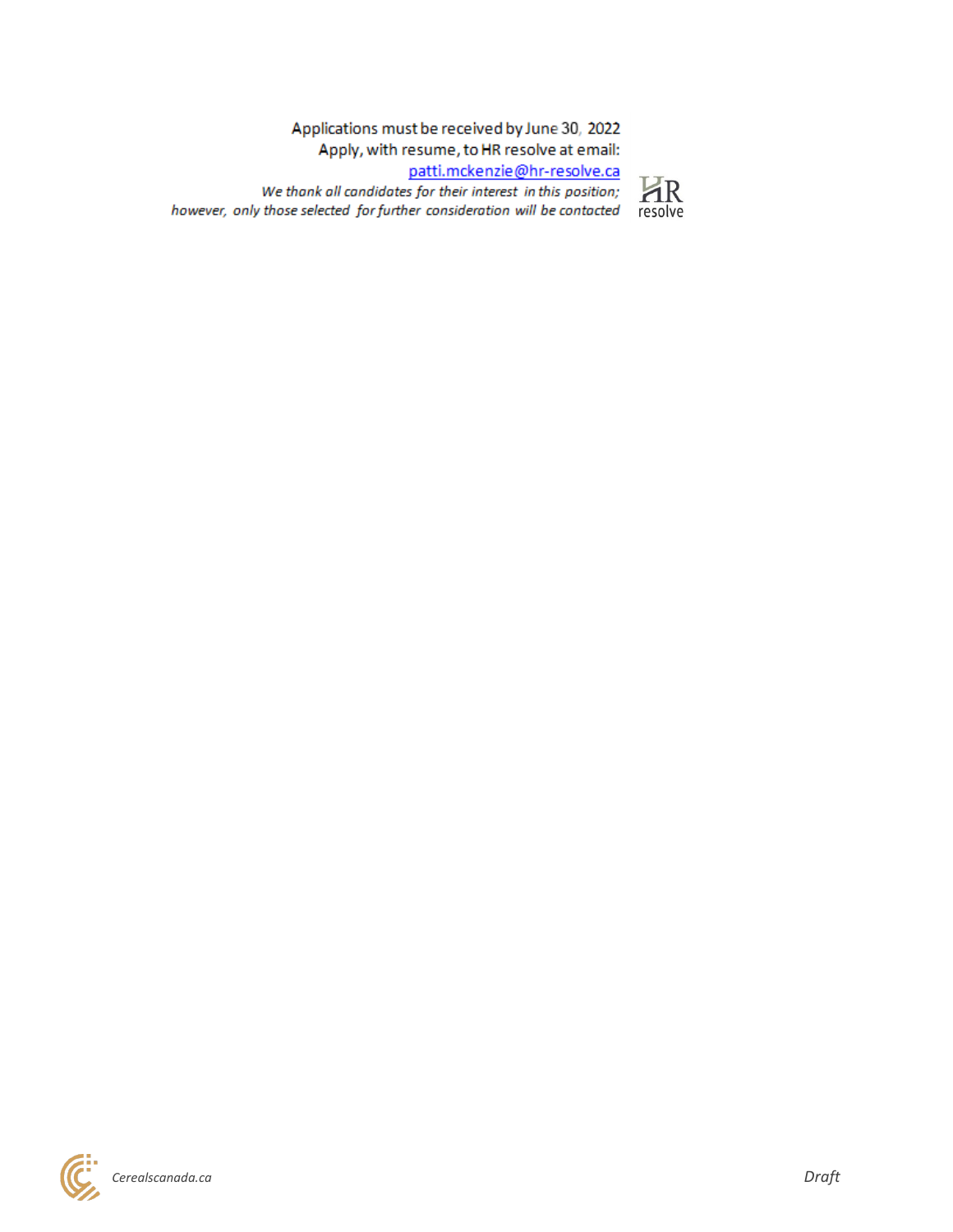Applications must be received by June 30, 2022

Apply, with resume, to HR resolve at email:

patti.mckenzie@hr-resolve.ca

*We thank all candidates for their interest in this position;*
*however, only those selected for further consideration will be contacted*

HR resolve